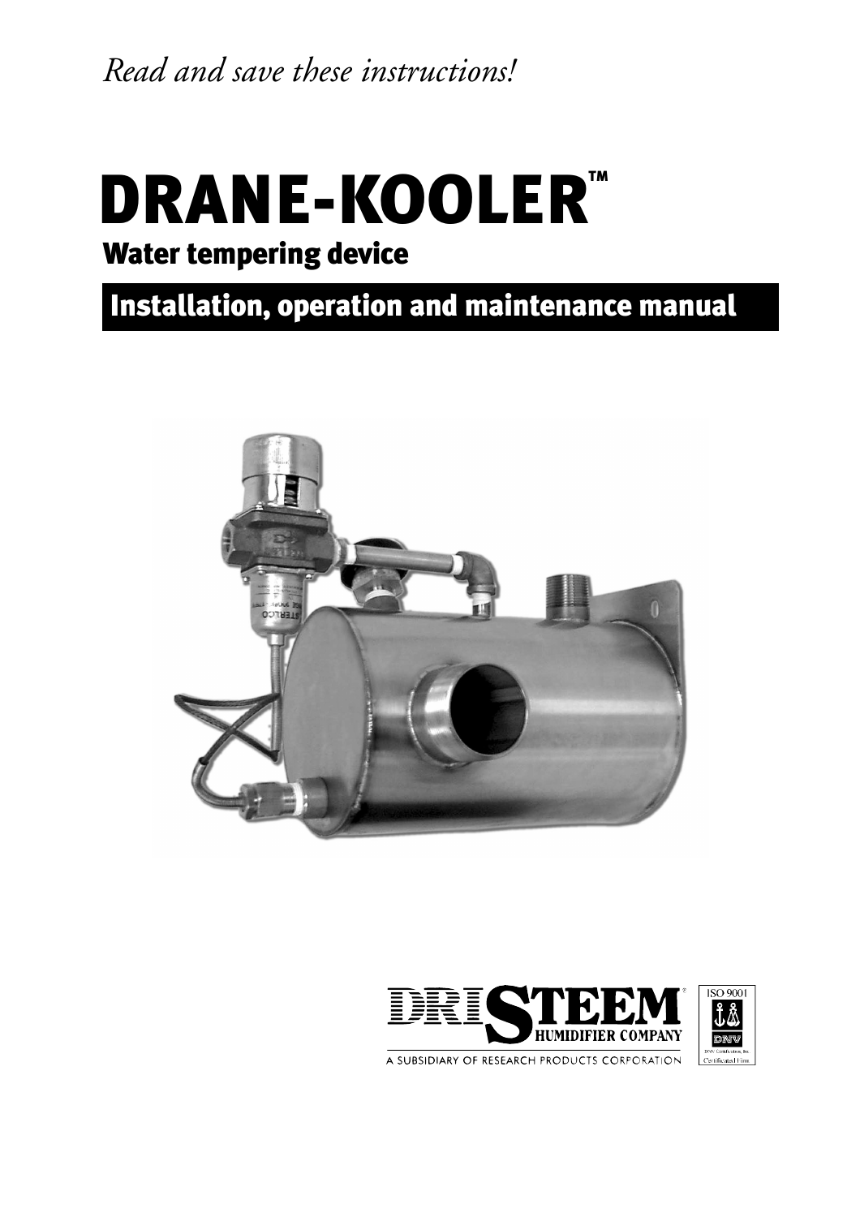*Read and save these instructions!*

# DRANE-KOOLER™

## Water tempering device

## Installation, operation and maintenance manual

DRISTEEM HUMIDIFIER COMPANY

A SUBSIDIARY OF RESEARCH PRODUCTS CORPORATION

ISO 9001

DNV Certification, Inc. Certificated Firm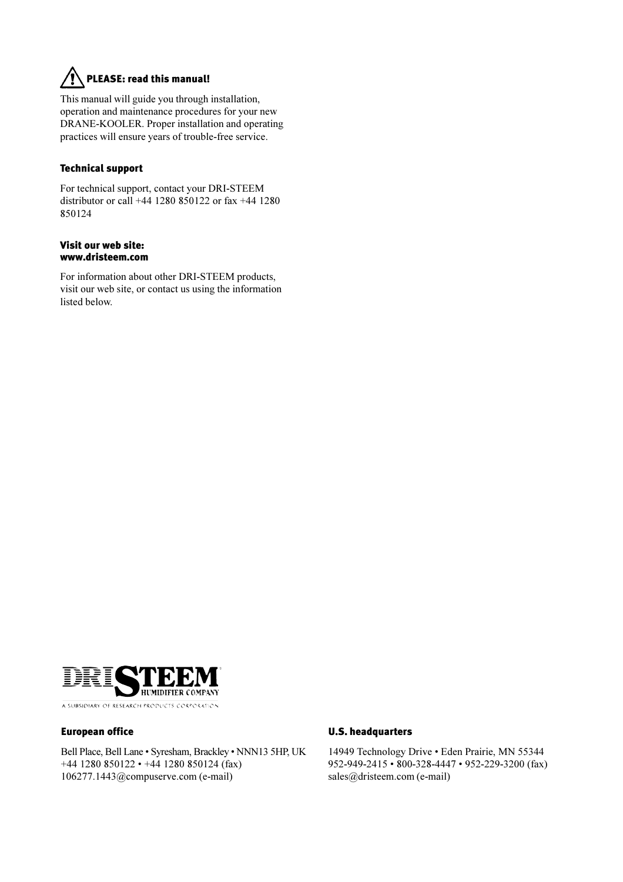## ⚠ PLEASE: read this manual!

This manual will guide you through installation, operation and maintenance procedures for your new DRANE-KOOLER. Proper installation and operating practices will ensure years of trouble-free service.

### Technical support

For technical support, contact your DRI-STEEM distributor or call +44 1280 850122 or fax +44 1280 850124

### Visit our web site: www.dristeem.com

For information about other DRI-STEEM products, visit our web site, or contact us using the information listed below.

DRI STEEM HUMIDIFIER COMPANY

A SUBSIDIARY OF RESEARCH PRODUCTS CORPORATION

### European office

Bell Place, Bell Lane • Syresham, Brackley • NNN13 5HP, UK
+44 1280 850122 • +44 1280 850124 (fax)
106277.1443@compuserve.com (e-mail)

### U.S. headquarters

14949 Technology Drive • Eden Prairie, MN 55344
952-949-2415 • 800-328-4447 • 952-229-3200 (fax)
sales@dristeem.com (e-mail)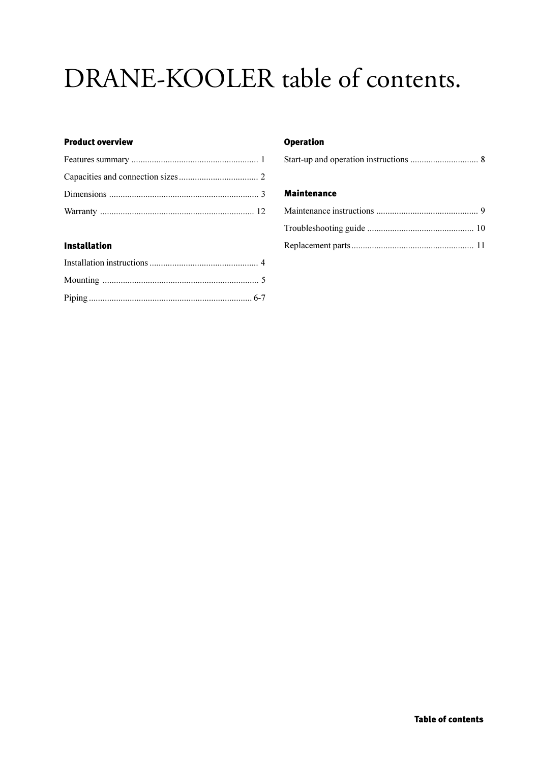# DRANE-KOOLER table of contents.

### Product overview

Features summary ........................................................ 1

Capacities and connection sizes.................................... 2

Dimensions .................................................................. 3

Warranty .................................................................... 12

### Installation

Installation instructions ................................................ 4

Mounting ..................................................................... 5

Piping ........................................................................ 6-7

### Operation

Start-up and operation instructions .............................. 8

### Maintenance

Maintenance instructions ............................................. 9

Troubleshooting guide ............................................... 10

Replacement parts...................................................... 11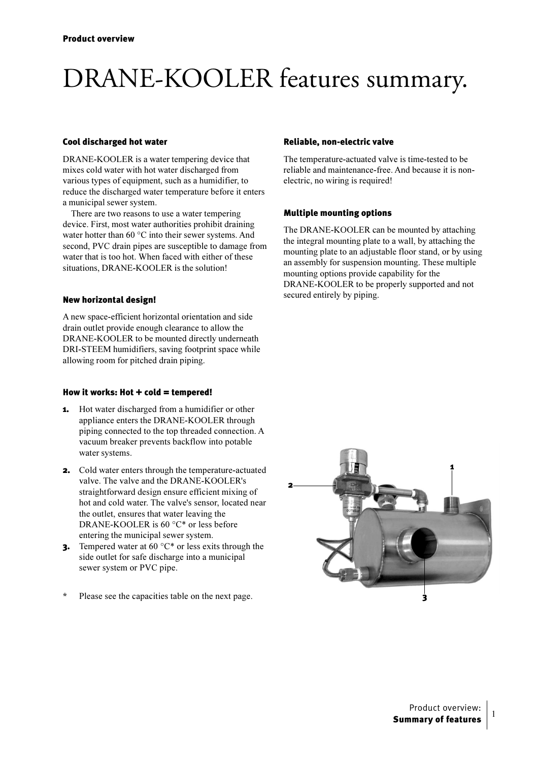Product overview

# DRANE-KOOLER features summary.

### Cool discharged hot water

DRANE-KOOLER is a water tempering device that mixes cold water with hot water discharged from various types of equipment, such as a humidifier, to reduce the discharged water temperature before it enters a municipal sewer system.

There are two reasons to use a water tempering device. First, most water authorities prohibit draining water hotter than 60 °C into their sewer systems. And second, PVC drain pipes are susceptible to damage from water that is too hot. When faced with either of these situations, DRANE-KOOLER is the solution!

### New horizontal design!

A new space-efficient horizontal orientation and side drain outlet provide enough clearance to allow the DRANE-KOOLER to be mounted directly underneath DRI-STEEM humidifiers, saving footprint space while allowing room for pitched drain piping.

### How it works: Hot + cold = tempered!

1. Hot water discharged from a humidifier or other appliance enters the DRANE-KOOLER through piping connected to the top threaded connection. A vacuum breaker prevents backflow into potable water systems.
2. Cold water enters through the temperature-actuated valve. The valve and the DRANE-KOOLER's straightforward design ensure efficient mixing of hot and cold water. The valve's sensor, located near the outlet, ensures that water leaving the DRANE-KOOLER is 60 °C* or less before entering the municipal sewer system.
3. Tempered water at 60 °C* or less exits through the side outlet for safe discharge into a municipal sewer system or PVC pipe.

\* Please see the capacities table on the next page.

### Reliable, non-electric valve

The temperature-actuated valve is time-tested to be reliable and maintenance-free. And because it is non-electric, no wiring is required!

### Multiple mounting options

The DRANE-KOOLER can be mounted by attaching the integral mounting plate to a wall, by attaching the mounting plate to an adjustable floor stand, or by using an assembly for suspension mounting. These multiple mounting options provide capability for the DRANE-KOOLER to be properly supported and not secured entirely by piping.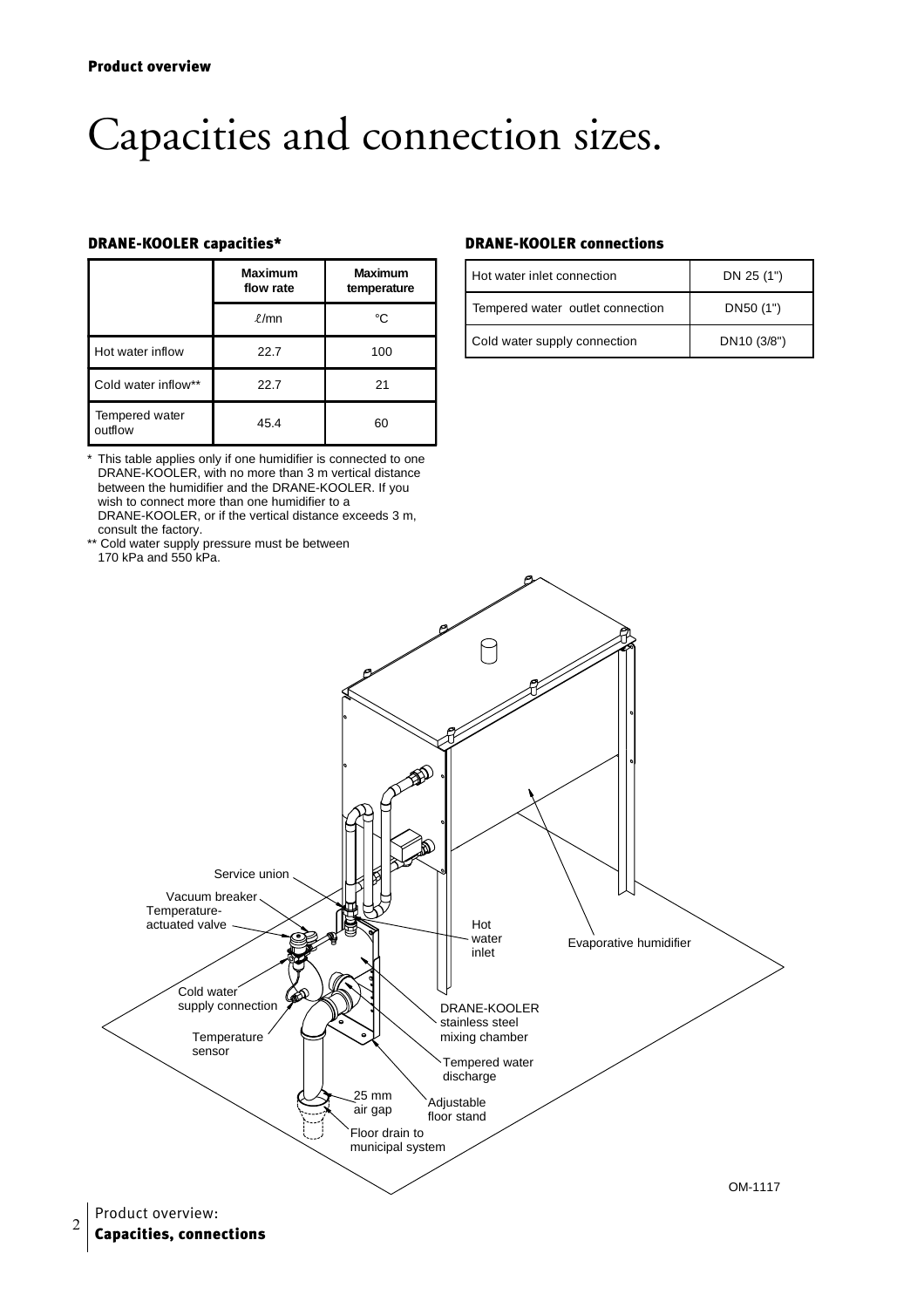**Product overview**

# Capacities and connection sizes.

## DRANE-KOOLER capacities*

| | Maximum flow rate | Maximum temperature |
|---|---|---|
| | ℓ/mn | °C |
| Hot water inflow | 22.7 | 100 |
| Cold water inflow** | 22.7 | 21 |
| Tempered water outflow | 45.4 | 60 |

\* This table applies only if one humidifier is connected to one DRANE-KOOLER, with no more than 3 m vertical distance between the humidifier and the DRANE-KOOLER. If you wish to connect more than one humidifier to a DRANE-KOOLER, or if the vertical distance exceeds 3 m, consult the factory.

\*\* Cold water supply pressure must be between 170 kPa and 550 kPa.

## DRANE-KOOLER connections

| Hot water inlet connection | DN 25 (1") |
|---|---|
| Tempered water outlet connection | DN50 (1") |
| Cold water supply connection | DN10 (3/8") |

Service union
Vacuum breaker
Temperature-actuated valve
Cold water supply connection
Temperature sensor
25 mm air gap
Floor drain to municipal system
Hot water inlet
Evaporative humidifier
DRANE-KOOLER stainless steel mixing chamber
Tempered water discharge
Adjustable floor stand

OM-1117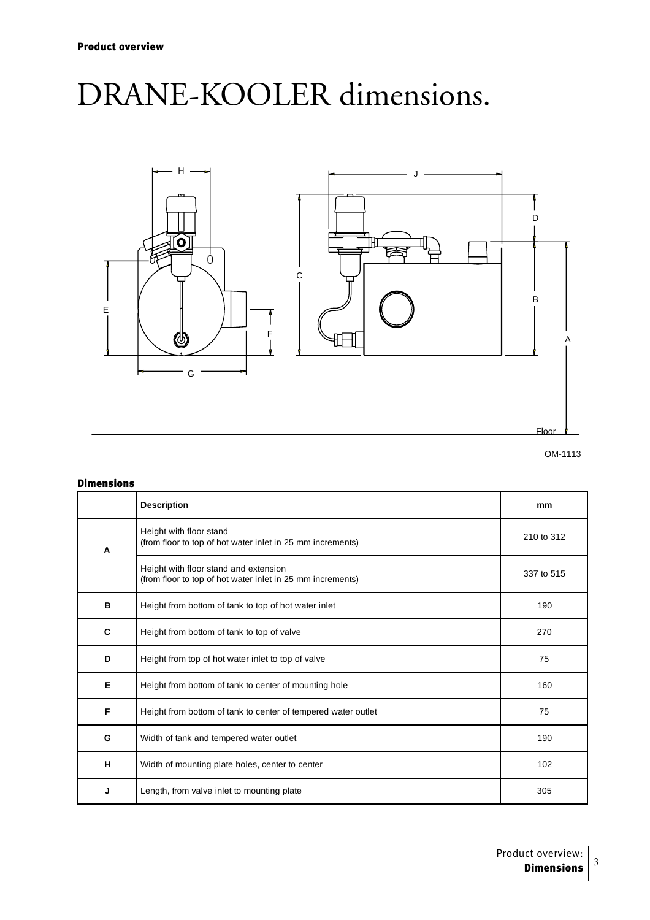# DRANE-KOOLER dimensions.

OM-1113

## Dimensions

| | Description | mm |
|---|---|---|
| A | Height with floor stand (from floor to top of hot water inlet in 25 mm increments) | 210 to 312 |
| | Height with floor stand and extension (from floor to top of hot water inlet in 25 mm increments) | 337 to 515 |
| B | Height from bottom of tank to top of hot water inlet | 190 |
| C | Height from bottom of tank to top of valve | 270 |
| D | Height from top of hot water inlet to top of valve | 75 |
| E | Height from bottom of tank to center of mounting hole | 160 |
| F | Height from bottom of tank to center of tempered water outlet | 75 |
| G | Width of tank and tempered water outlet | 190 |
| H | Width of mounting plate holes, center to center | 102 |
| J | Length, from valve inlet to mounting plate | 305 |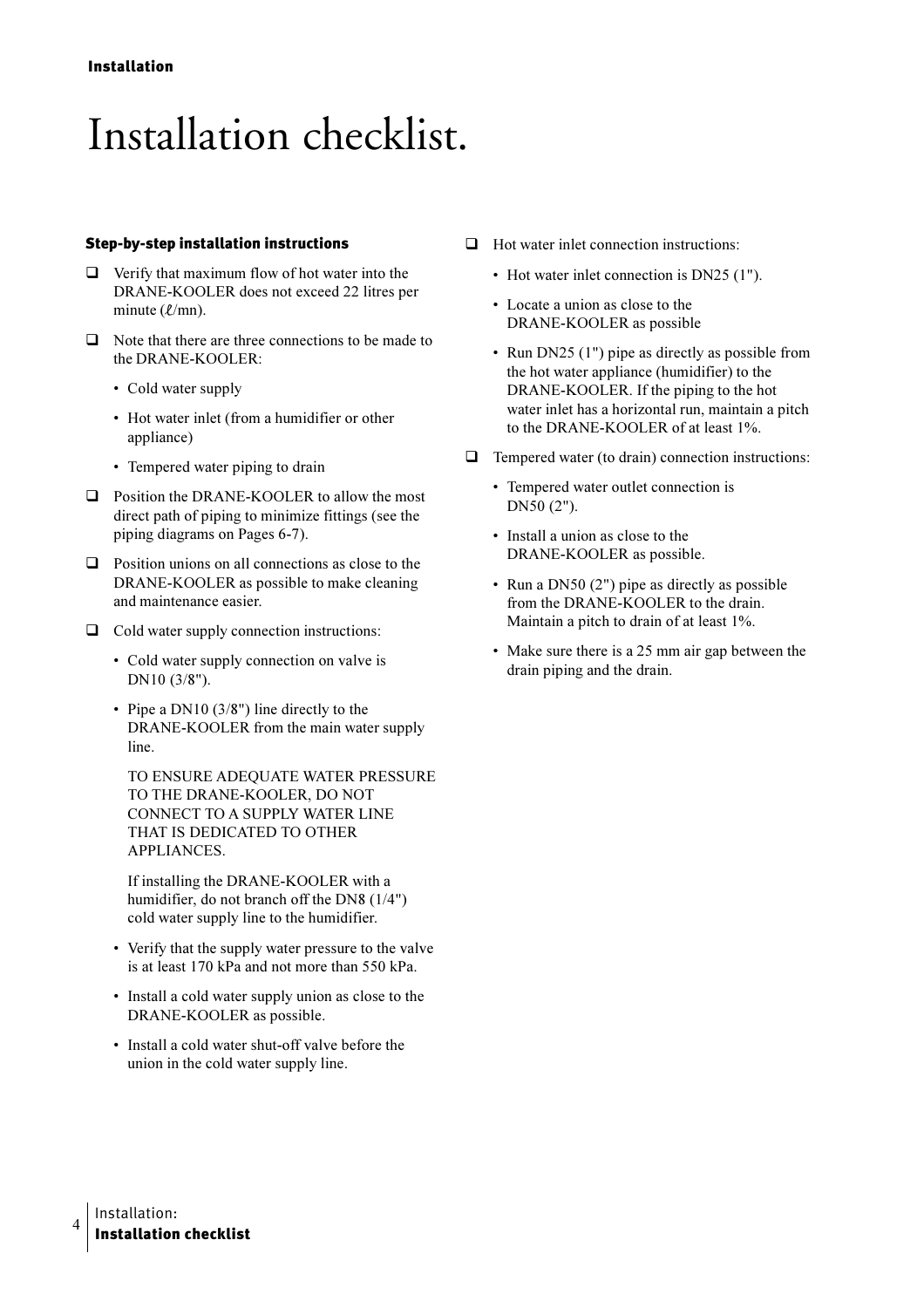# Installation checklist.

### Step-by-step installation instructions

- ☐ Verify that maximum flow of hot water into the DRANE-KOOLER does not exceed 22 litres per minute (ℓ/mn).
- ☐ Note that there are three connections to be made to the DRANE-KOOLER:
  - Cold water supply
  - Hot water inlet (from a humidifier or other appliance)
  - Tempered water piping to drain
- ☐ Position the DRANE-KOOLER to allow the most direct path of piping to minimize fittings (see the piping diagrams on Pages 6-7).
- ☐ Position unions on all connections as close to the DRANE-KOOLER as possible to make cleaning and maintenance easier.
- ☐ Cold water supply connection instructions:
  - Cold water supply connection on valve is DN10 (3/8").
  - Pipe a DN10 (3/8") line directly to the DRANE-KOOLER from the main water supply line.

    TO ENSURE ADEQUATE WATER PRESSURE TO THE DRANE-KOOLER, DO NOT CONNECT TO A SUPPLY WATER LINE THAT IS DEDICATED TO OTHER APPLIANCES.

    If installing the DRANE-KOOLER with a humidifier, do not branch off the DN8 (1/4") cold water supply line to the humidifier.
  - Verify that the supply water pressure to the valve is at least 170 kPa and not more than 550 kPa.
  - Install a cold water supply union as close to the DRANE-KOOLER as possible.
  - Install a cold water shut-off valve before the union in the cold water supply line.
- ☐ Hot water inlet connection instructions:
  - Hot water inlet connection is DN25 (1").
  - Locate a union as close to the DRANE-KOOLER as possible
  - Run DN25 (1") pipe as directly as possible from the hot water appliance (humidifier) to the DRANE-KOOLER. If the piping to the hot water inlet has a horizontal run, maintain a pitch to the DRANE-KOOLER of at least 1%.
- ☐ Tempered water (to drain) connection instructions:
  - Tempered water outlet connection is DN50 (2").
  - Install a union as close to the DRANE-KOOLER as possible.
  - Run a DN50 (2") pipe as directly as possible from the DRANE-KOOLER to the drain. Maintain a pitch to drain of at least 1%.
  - Make sure there is a 25 mm air gap between the drain piping and the drain.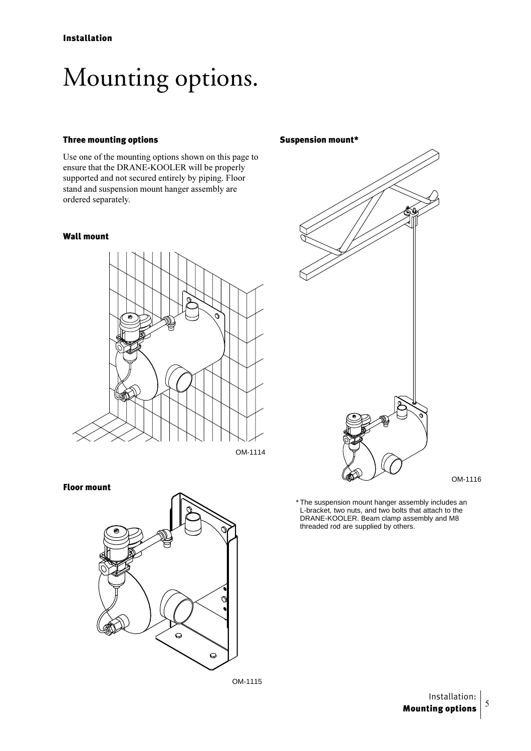# Mounting options.

### Three mounting options

Use one of the mounting options shown on this page to ensure that the DRANE-KOOLER will be properly supported and not secured entirely by piping. Floor stand and suspension mount hanger assembly are ordered separately.

### Wall mount

OM-1114

### Floor mount

OM-1115

### Suspension mount*

OM-1116

* The suspension mount hanger assembly includes an L-bracket, two nuts, and two bolts that attach to the DRANE-KOOLER. Beam clamp assembly and M8 threaded rod are supplied by others.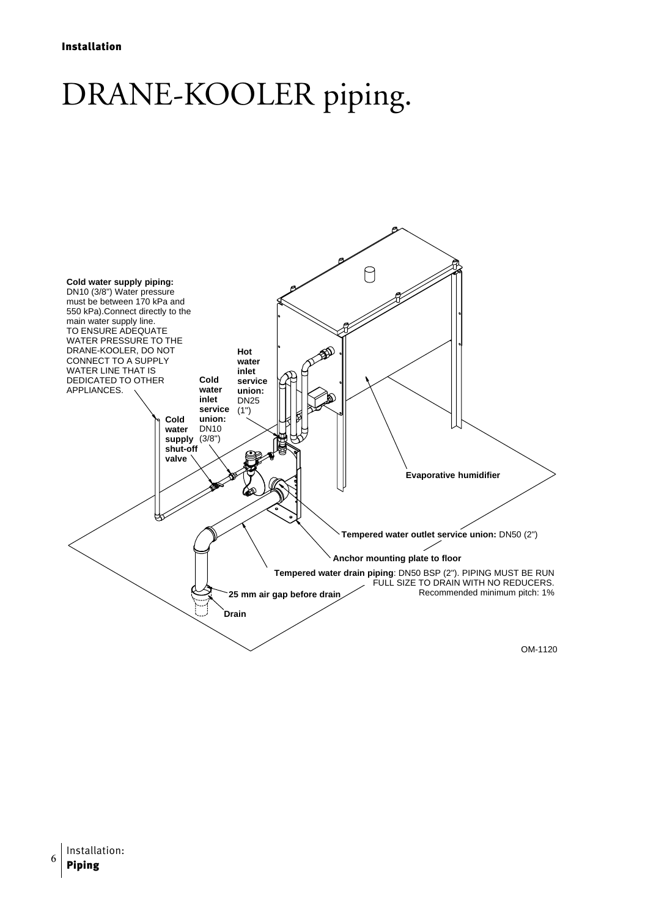# DRANE-KOOLER piping.

**Cold water supply piping:** DN10 (3/8") Water pressure must be between 170 kPa and 550 kPa).Connect directly to the main water supply line. TO ENSURE ADEQUATE WATER PRESSURE TO THE DRANE-KOOLER, DO NOT CONNECT TO A SUPPLY WATER LINE THAT IS DEDICATED TO OTHER APPLIANCES.

**Hot water inlet service union:** DN25 (1")

**Cold water inlet service union:** DN10 (3/8")

**Cold water supply shut-off valve**

**Evaporative humidifier**

**Tempered water outlet service union:** DN50 (2")

**Anchor mounting plate to floor**

**Tempered water drain piping**: DN50 BSP (2"). PIPING MUST BE RUN FULL SIZE TO DRAIN WITH NO REDUCERS. Recommended minimum pitch: 1%

**25 mm air gap before drain**

**Drain**

OM-1120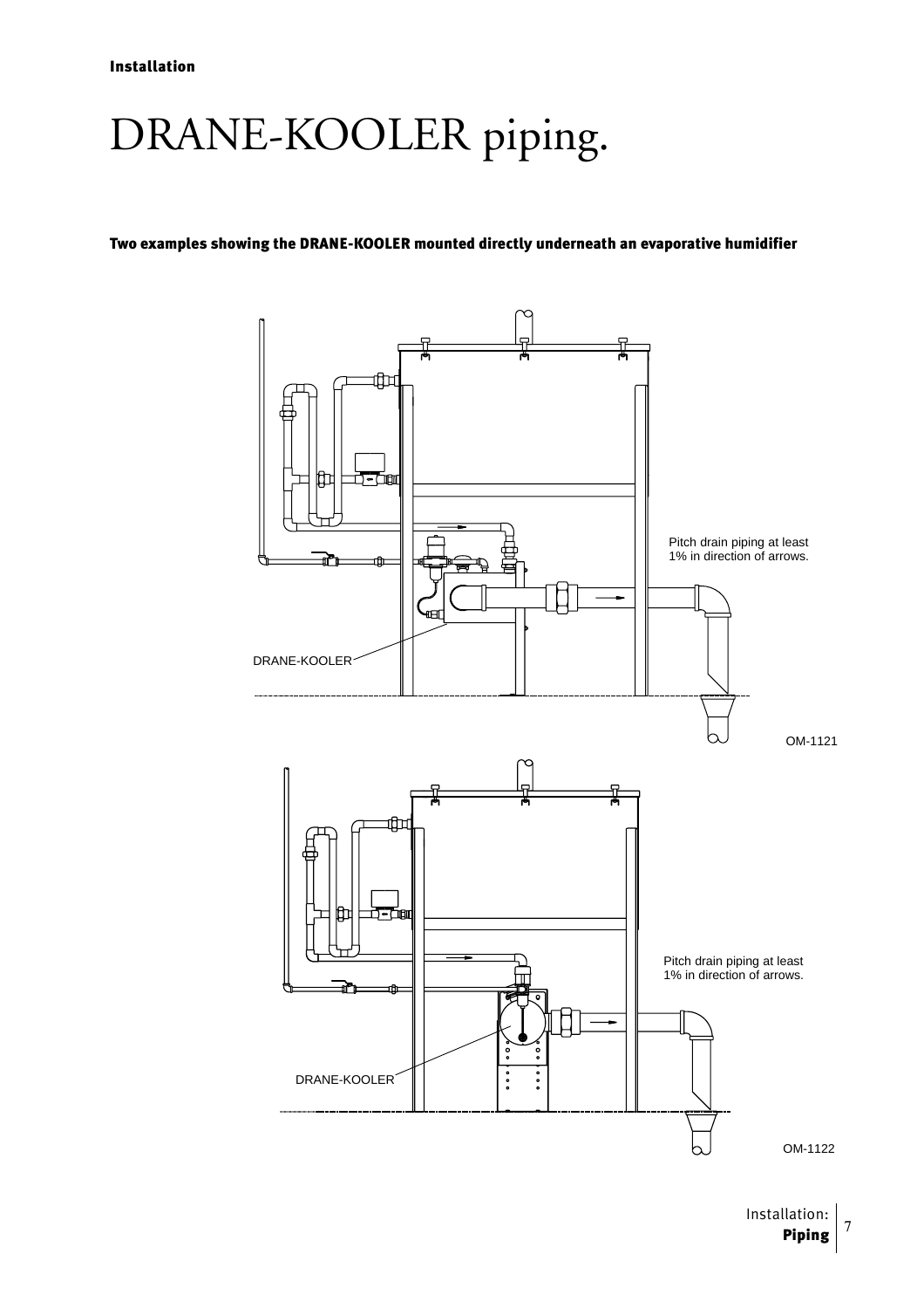# DRANE-KOOLER piping.

**Two examples showing the DRANE-KOOLER mounted directly underneath an evaporative humidifier**

Pitch drain piping at least 1% in direction of arrows.

DRANE-KOOLER

OM-1121

Pitch drain piping at least 1% in direction of arrows.

DRANE-KOOLER

OM-1122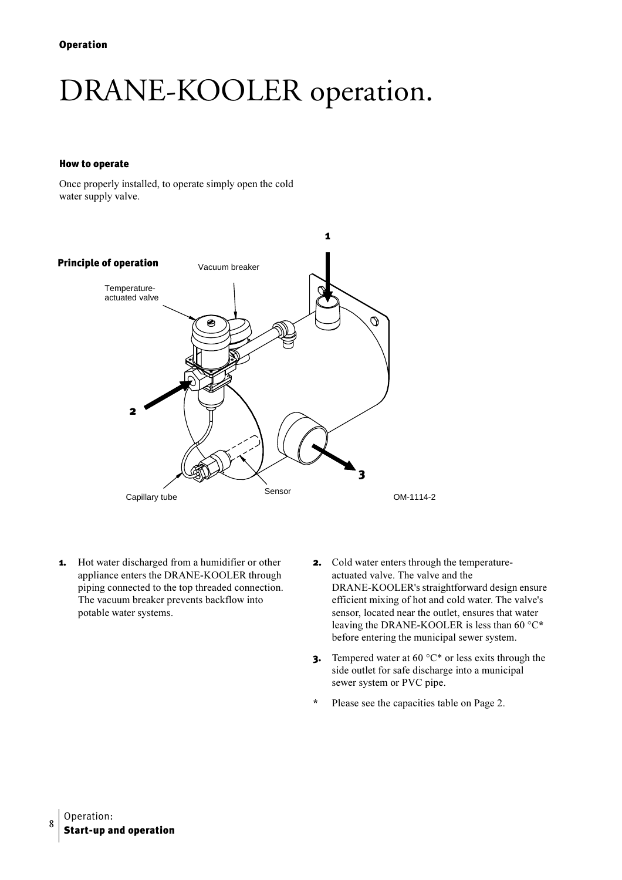# DRANE-KOOLER operation.

### How to operate

Once properly installed, to operate simply open the cold water supply valve.

### Principle of operation

Vacuum breaker

Temperature-actuated valve

Capillary tube

Sensor

OM-1114-2

1. Hot water discharged from a humidifier or other appliance enters the DRANE-KOOLER through piping connected to the top threaded connection. The vacuum breaker prevents backflow into potable water systems.
2. Cold water enters through the temperature-actuated valve. The valve and the DRANE-KOOLER's straightforward design ensure efficient mixing of hot and cold water. The valve's sensor, located near the outlet, ensures that water leaving the DRANE-KOOLER is less than 60 °C* before entering the municipal sewer system.
3. Tempered water at 60 °C* or less exits through the side outlet for safe discharge into a municipal sewer system or PVC pipe.

\* Please see the capacities table on Page 2.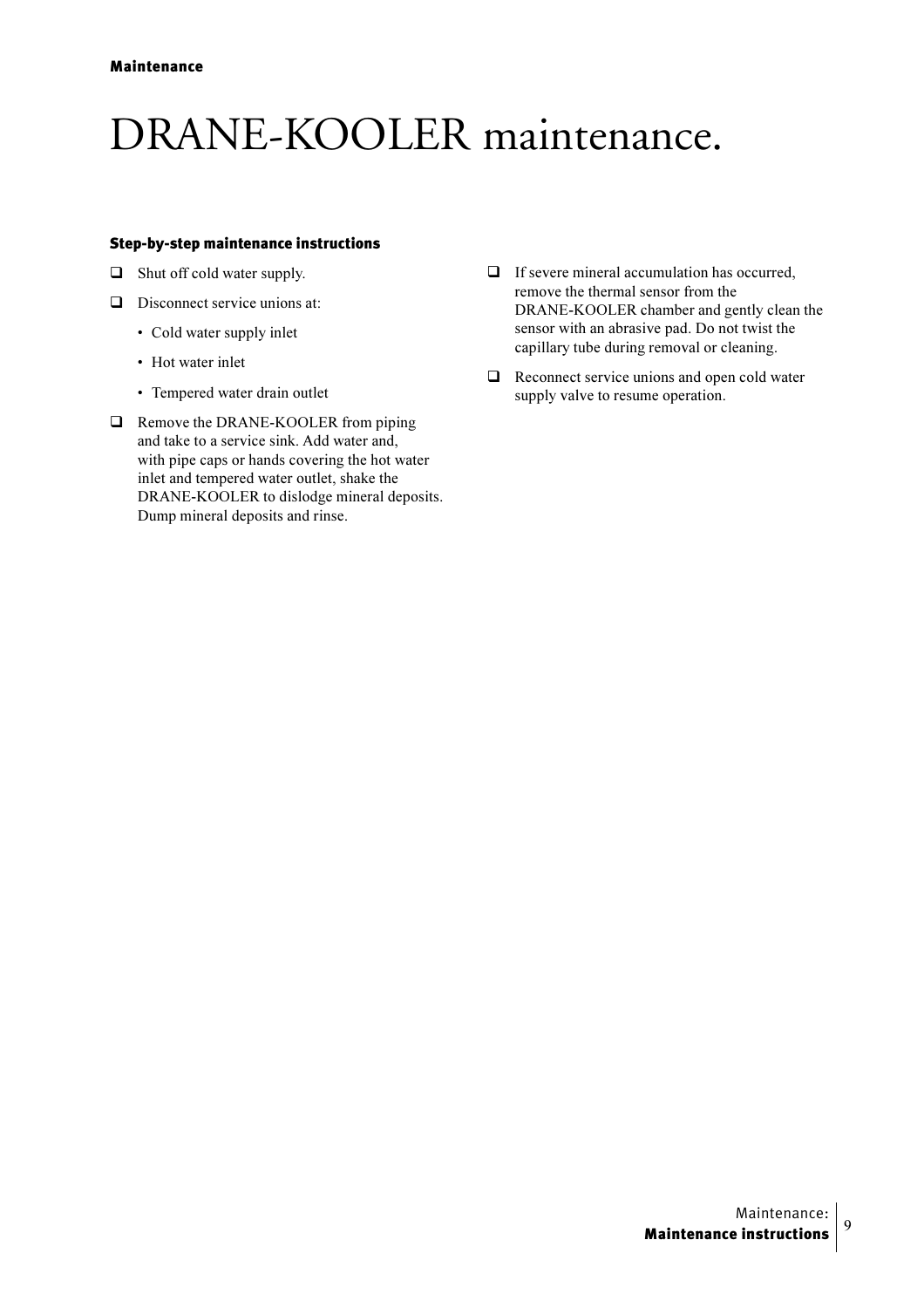# DRANE-KOOLER maintenance.

### Step-by-step maintenance instructions

- ❑ Shut off cold water supply.
- ❑ Disconnect service unions at:
    - Cold water supply inlet
    - Hot water inlet
    - Tempered water drain outlet
- ❑ Remove the DRANE-KOOLER from piping and take to a service sink. Add water and, with pipe caps or hands covering the hot water inlet and tempered water outlet, shake the DRANE-KOOLER to dislodge mineral deposits. Dump mineral deposits and rinse.
- ❑ If severe mineral accumulation has occurred, remove the thermal sensor from the DRANE-KOOLER chamber and gently clean the sensor with an abrasive pad. Do not twist the capillary tube during removal or cleaning.
- ❑ Reconnect service unions and open cold water supply valve to resume operation.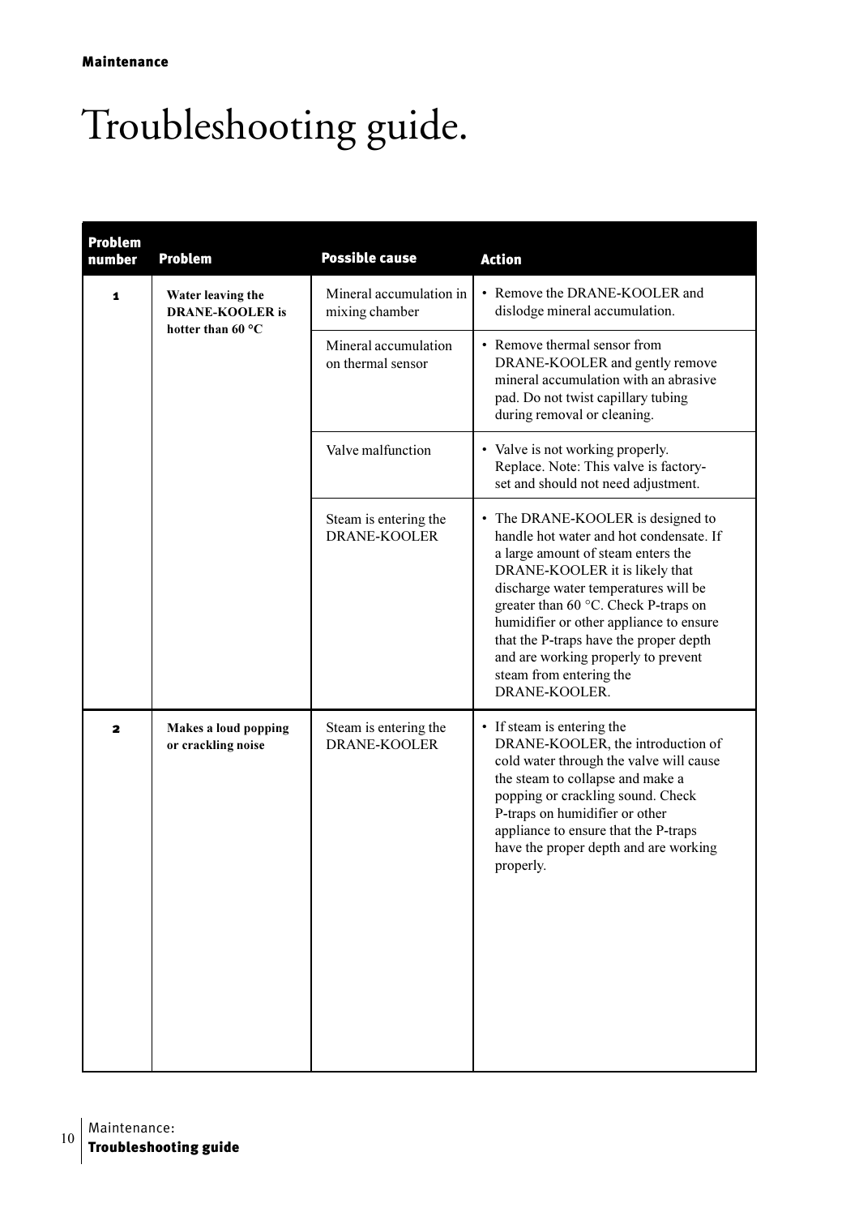# Troubleshooting guide.

| Problem number | Problem | Possible cause | Action |
|---|---|---|---|
| 1 | **Water leaving the DRANE-KOOLER is hotter than 60 °C** | Mineral accumulation in mixing chamber | • Remove the DRANE-KOOLER and dislodge mineral accumulation. |
| | | Mineral accumulation on thermal sensor | • Remove thermal sensor from DRANE-KOOLER and gently remove mineral accumulation with an abrasive pad. Do not twist capillary tubing during removal or cleaning. |
| | | Valve malfunction | • Valve is not working properly. Replace. Note: This valve is factory-set and should not need adjustment. |
| | | Steam is entering the DRANE-KOOLER | • The DRANE-KOOLER is designed to handle hot water and hot condensate. If a large amount of steam enters the DRANE-KOOLER it is likely that discharge water temperatures will be greater than 60 °C. Check P-traps on humidifier or other appliance to ensure that the P-traps have the proper depth and are working properly to prevent steam from entering the DRANE-KOOLER. |
| 2 | **Makes a loud popping or crackling noise** | Steam is entering the DRANE-KOOLER | • If steam is entering the DRANE-KOOLER, the introduction of cold water through the valve will cause the steam to collapse and make a popping or crackling sound. Check P-traps on humidifier or other appliance to ensure that the P-traps have the proper depth and are working properly. |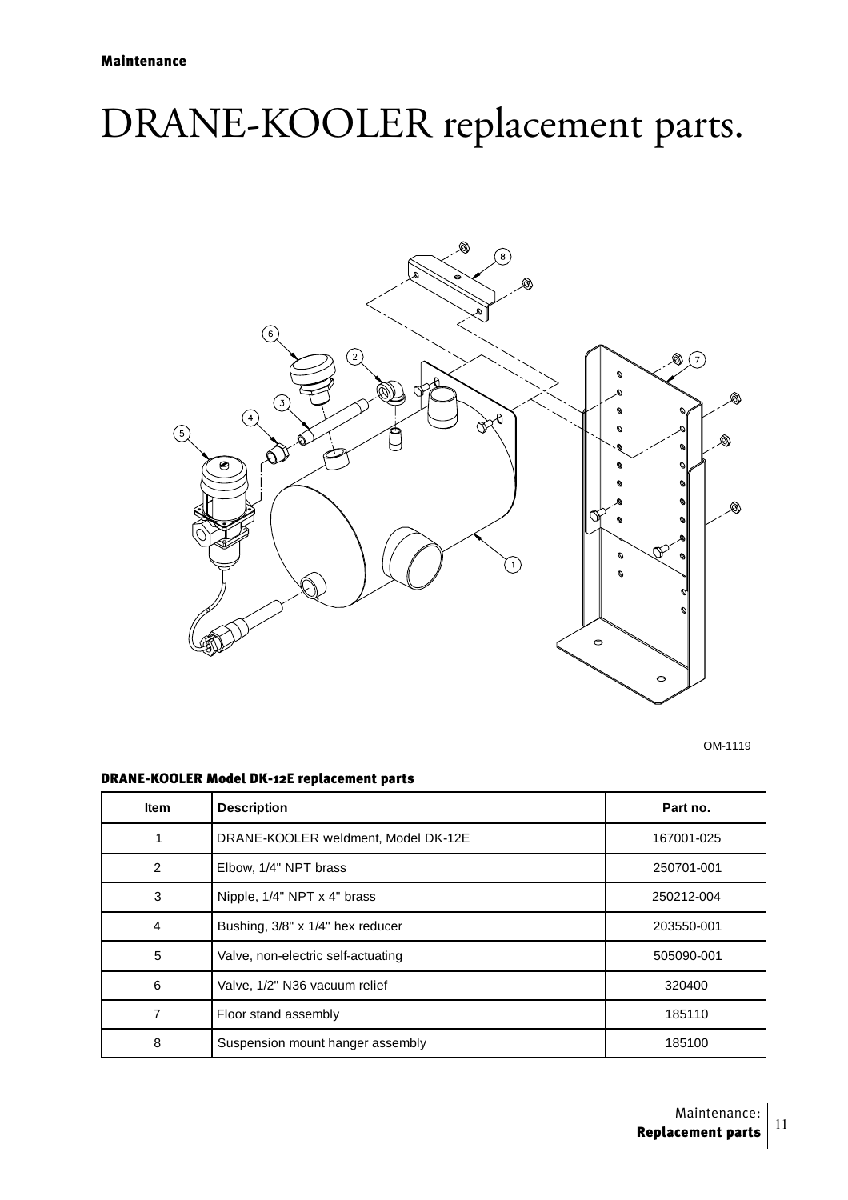# DRANE-KOOLER replacement parts.

OM-1119

**DRANE-KOOLER Model DK-12E replacement parts**

| Item | Description | Part no. |
|---|---|---|
| 1 | DRANE-KOOLER weldment, Model DK-12E | 167001-025 |
| 2 | Elbow, 1/4" NPT brass | 250701-001 |
| 3 | Nipple, 1/4" NPT x 4" brass | 250212-004 |
| 4 | Bushing, 3/8" x 1/4" hex reducer | 203550-001 |
| 5 | Valve, non-electric self-actuating | 505090-001 |
| 6 | Valve, 1/2" N36 vacuum relief | 320400 |
| 7 | Floor stand assembly | 185110 |
| 8 | Suspension mount hanger assembly | 185100 |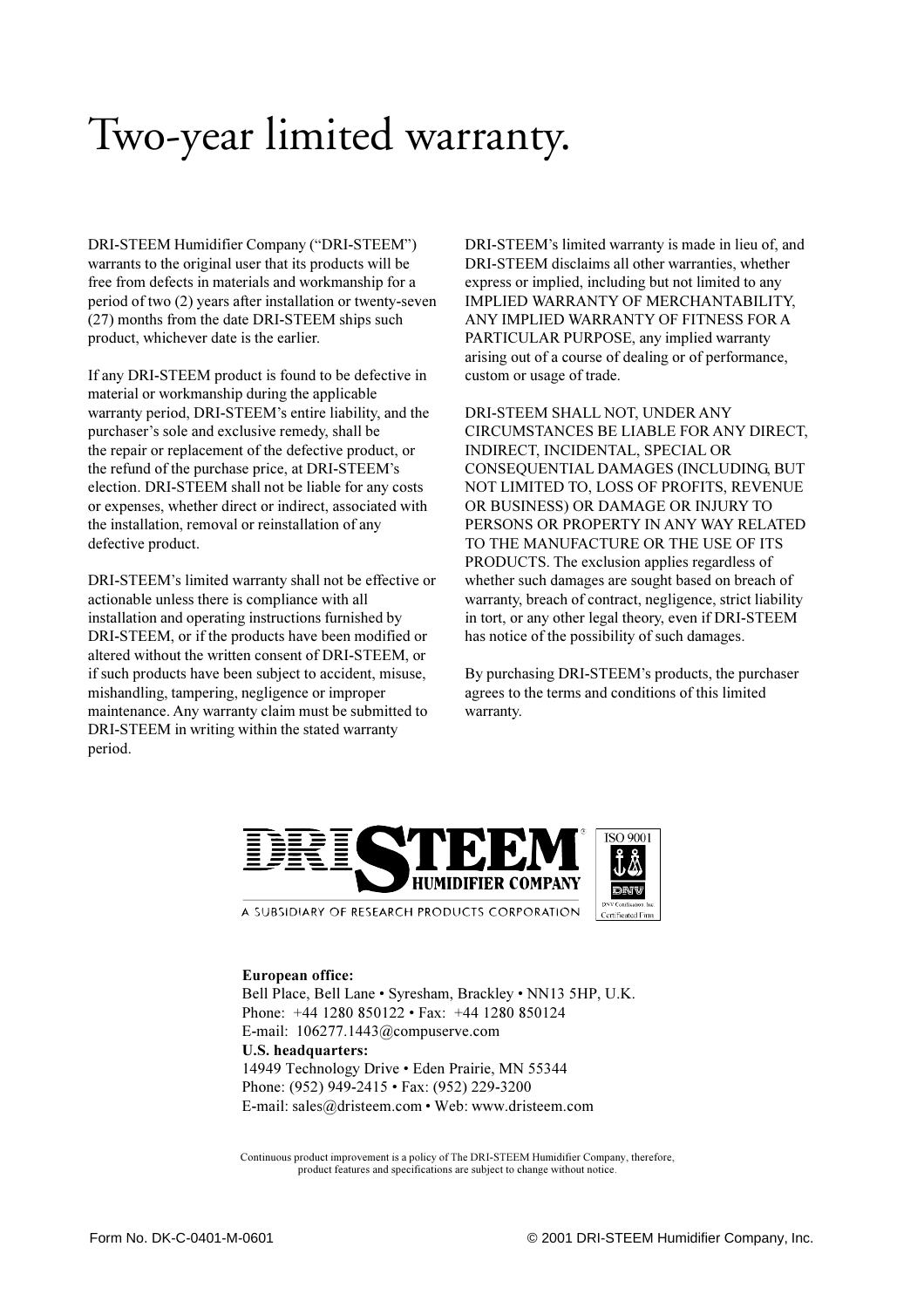# Two-year limited warranty.

DRI-STEEM Humidifier Company ("DRI-STEEM") warrants to the original user that its products will be free from defects in materials and workmanship for a period of two (2) years after installation or twenty-seven (27) months from the date DRI-STEEM ships such product, whichever date is the earlier.

If any DRI-STEEM product is found to be defective in material or workmanship during the applicable warranty period, DRI-STEEM's entire liability, and the purchaser's sole and exclusive remedy, shall be the repair or replacement of the defective product, or the refund of the purchase price, at DRI-STEEM's election. DRI-STEEM shall not be liable for any costs or expenses, whether direct or indirect, associated with the installation, removal or reinstallation of any defective product.

DRI-STEEM's limited warranty shall not be effective or actionable unless there is compliance with all installation and operating instructions furnished by DRI-STEEM, or if the products have been modified or altered without the written consent of DRI-STEEM, or if such products have been subject to accident, misuse, mishandling, tampering, negligence or improper maintenance. Any warranty claim must be submitted to DRI-STEEM in writing within the stated warranty period.

DRI-STEEM's limited warranty is made in lieu of, and DRI-STEEM disclaims all other warranties, whether express or implied, including but not limited to any IMPLIED WARRANTY OF MERCHANTABILITY, ANY IMPLIED WARRANTY OF FITNESS FOR A PARTICULAR PURPOSE, any implied warranty arising out of a course of dealing or of performance, custom or usage of trade.

DRI-STEEM SHALL NOT, UNDER ANY CIRCUMSTANCES BE LIABLE FOR ANY DIRECT, INDIRECT, INCIDENTAL, SPECIAL OR CONSEQUENTIAL DAMAGES (INCLUDING, BUT NOT LIMITED TO, LOSS OF PROFITS, REVENUE OR BUSINESS) OR DAMAGE OR INJURY TO PERSONS OR PROPERTY IN ANY WAY RELATED TO THE MANUFACTURE OR THE USE OF ITS PRODUCTS. The exclusion applies regardless of whether such damages are sought based on breach of warranty, breach of contract, negligence, strict liability in tort, or any other legal theory, even if DRI-STEEM has notice of the possibility of such damages.

By purchasing DRI-STEEM's products, the purchaser agrees to the terms and conditions of this limited warranty.

DRI STEEM HUMIDIFIER COMPANY

A SUBSIDIARY OF RESEARCH PRODUCTS CORPORATION

ISO 9001

DNV Certification, Inc. Certificated Firm

**European office:**
Bell Place, Bell Lane • Syresham, Brackley • NN13 5HP, U.K.
Phone: +44 1280 850122 • Fax: +44 1280 850124
E-mail: 106277.1443@compuserve.com

**U.S. headquarters:**
14949 Technology Drive • Eden Prairie, MN 55344
Phone: (952) 949-2415 • Fax: (952) 229-3200
E-mail: sales@dristeem.com • Web: www.dristeem.com

Continuous product improvement is a policy of The DRI-STEEM Humidifier Company, therefore, product features and specifications are subject to change without notice.

Form No. DK-C-0401-M-0601

© 2001 DRI-STEEM Humidifier Company, Inc.